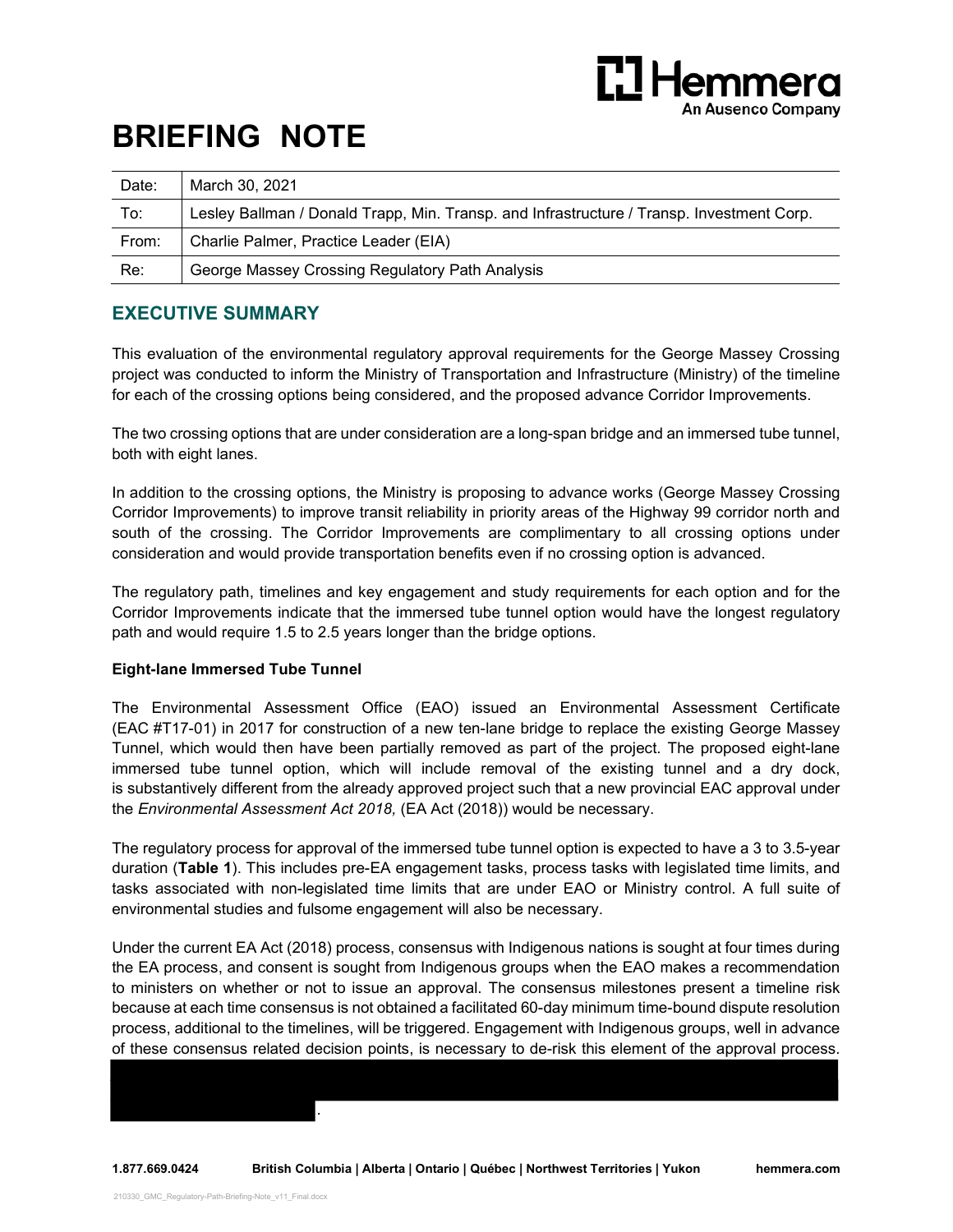# BRIEFING NOTE

| Date: | March 30, 2021 |
|---|---|
| To: | Lesley Ballman / Donald Trapp, Min. Transp. and Infrastructure / Transp. Investment Corp. |
| From: | Charlie Palmer, Practice Leader (EIA) |
| Re: | George Massey Crossing Regulatory Path Analysis |

## EXECUTIVE SUMMARY

This evaluation of the environmental regulatory approval requirements for the George Massey Crossing project was conducted to inform the Ministry of Transportation and Infrastructure (Ministry) of the timeline for each of the crossing options being considered, and the proposed advance Corridor Improvements.

The two crossing options that are under consideration are a long-span bridge and an immersed tube tunnel, both with eight lanes.

In addition to the crossing options, the Ministry is proposing to advance works (George Massey Crossing Corridor Improvements) to improve transit reliability in priority areas of the Highway 99 corridor north and south of the crossing. The Corridor Improvements are complimentary to all crossing options under consideration and would provide transportation benefits even if no crossing option is advanced.

The regulatory path, timelines and key engagement and study requirements for each option and for the Corridor Improvements indicate that the immersed tube tunnel option would have the longest regulatory path and would require 1.5 to 2.5 years longer than the bridge options.

**Eight-lane Immersed Tube Tunnel**

The Environmental Assessment Office (EAO) issued an Environmental Assessment Certificate (EAC #T17-01) in 2017 for construction of a new ten-lane bridge to replace the existing George Massey Tunnel, which would then have been partially removed as part of the project. The proposed eight-lane immersed tube tunnel option, which will include removal of the existing tunnel and a dry dock, is substantively different from the already approved project such that a new provincial EAC approval under the *Environmental Assessment Act 2018,* (EA Act (2018)) would be necessary.

The regulatory process for approval of the immersed tube tunnel option is expected to have a 3 to 3.5-year duration (**Table 1**). This includes pre-EA engagement tasks, process tasks with legislated time limits, and tasks associated with non-legislated time limits that are under EAO or Ministry control. A full suite of environmental studies and fulsome engagement will also be necessary.

Under the current EA Act (2018) process, consensus with Indigenous nations is sought at four times during the EA process, and consent is sought from Indigenous groups when the EAO makes a recommendation to ministers on whether or not to issue an approval. The consensus milestones present a timeline risk because at each time consensus is not obtained a facilitated 60-day minimum time-bound dispute resolution process, additional to the timelines, will be triggered. Engagement with Indigenous groups, well in advance of these consensus related decision points, is necessary to de-risk this element of the approval process. [REDACTED].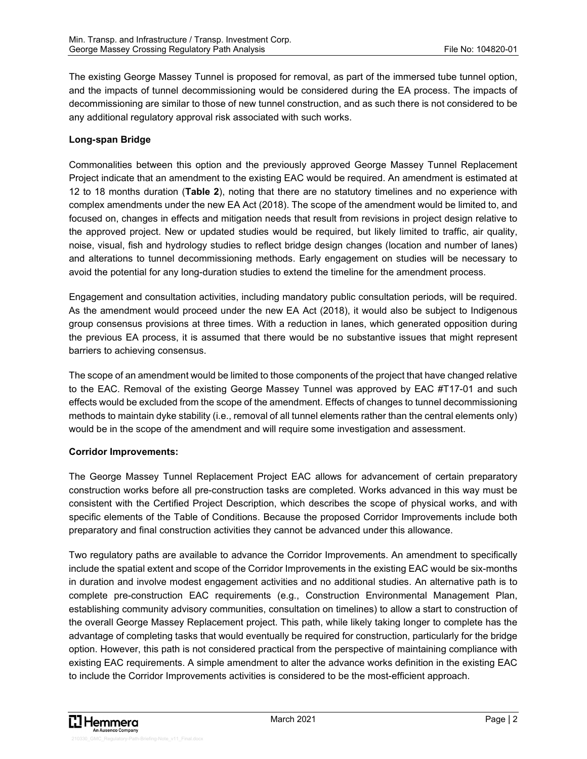The existing George Massey Tunnel is proposed for removal, as part of the immersed tube tunnel option, and the impacts of tunnel decommissioning would be considered during the EA process. The impacts of decommissioning are similar to those of new tunnel construction, and as such there is not considered to be any additional regulatory approval risk associated with such works.

**Long-span Bridge**

Commonalities between this option and the previously approved George Massey Tunnel Replacement Project indicate that an amendment to the existing EAC would be required. An amendment is estimated at 12 to 18 months duration (**Table 2**), noting that there are no statutory timelines and no experience with complex amendments under the new EA Act (2018). The scope of the amendment would be limited to, and focused on, changes in effects and mitigation needs that result from revisions in project design relative to the approved project. New or updated studies would be required, but likely limited to traffic, air quality, noise, visual, fish and hydrology studies to reflect bridge design changes (location and number of lanes) and alterations to tunnel decommissioning methods. Early engagement on studies will be necessary to avoid the potential for any long-duration studies to extend the timeline for the amendment process.

Engagement and consultation activities, including mandatory public consultation periods, will be required. As the amendment would proceed under the new EA Act (2018), it would also be subject to Indigenous group consensus provisions at three times. With a reduction in lanes, which generated opposition during the previous EA process, it is assumed that there would be no substantive issues that might represent barriers to achieving consensus.

The scope of an amendment would be limited to those components of the project that have changed relative to the EAC. Removal of the existing George Massey Tunnel was approved by EAC #T17-01 and such effects would be excluded from the scope of the amendment. Effects of changes to tunnel decommissioning methods to maintain dyke stability (i.e., removal of all tunnel elements rather than the central elements only) would be in the scope of the amendment and will require some investigation and assessment.

**Corridor Improvements:**

The George Massey Tunnel Replacement Project EAC allows for advancement of certain preparatory construction works before all pre-construction tasks are completed. Works advanced in this way must be consistent with the Certified Project Description, which describes the scope of physical works, and with specific elements of the Table of Conditions. Because the proposed Corridor Improvements include both preparatory and final construction activities they cannot be advanced under this allowance.

Two regulatory paths are available to advance the Corridor Improvements. An amendment to specifically include the spatial extent and scope of the Corridor Improvements in the existing EAC would be six-months in duration and involve modest engagement activities and no additional studies. An alternative path is to complete pre-construction EAC requirements (e.g., Construction Environmental Management Plan, establishing community advisory communities, consultation on timelines) to allow a start to construction of the overall George Massey Replacement project. This path, while likely taking longer to complete has the advantage of completing tasks that would eventually be required for construction, particularly for the bridge option. However, this path is not considered practical from the perspective of maintaining compliance with existing EAC requirements. A simple amendment to alter the advance works definition in the existing EAC to include the Corridor Improvements activities is considered to be the most-efficient approach.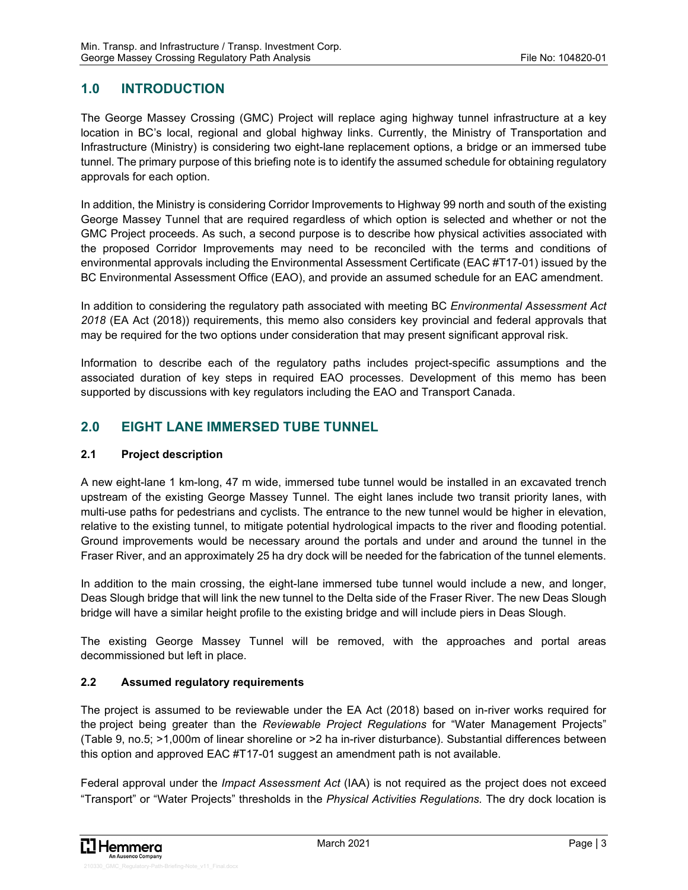## 1.0 INTRODUCTION

The George Massey Crossing (GMC) Project will replace aging highway tunnel infrastructure at a key location in BC's local, regional and global highway links. Currently, the Ministry of Transportation and Infrastructure (Ministry) is considering two eight-lane replacement options, a bridge or an immersed tube tunnel. The primary purpose of this briefing note is to identify the assumed schedule for obtaining regulatory approvals for each option.

In addition, the Ministry is considering Corridor Improvements to Highway 99 north and south of the existing George Massey Tunnel that are required regardless of which option is selected and whether or not the GMC Project proceeds. As such, a second purpose is to describe how physical activities associated with the proposed Corridor Improvements may need to be reconciled with the terms and conditions of environmental approvals including the Environmental Assessment Certificate (EAC #T17-01) issued by the BC Environmental Assessment Office (EAO), and provide an assumed schedule for an EAC amendment.

In addition to considering the regulatory path associated with meeting BC *Environmental Assessment Act 2018* (EA Act (2018)) requirements, this memo also considers key provincial and federal approvals that may be required for the two options under consideration that may present significant approval risk.

Information to describe each of the regulatory paths includes project-specific assumptions and the associated duration of key steps in required EAO processes. Development of this memo has been supported by discussions with key regulators including the EAO and Transport Canada.

## 2.0 EIGHT LANE IMMERSED TUBE TUNNEL

### 2.1 Project description

A new eight-lane 1 km-long, 47 m wide, immersed tube tunnel would be installed in an excavated trench upstream of the existing George Massey Tunnel. The eight lanes include two transit priority lanes, with multi-use paths for pedestrians and cyclists. The entrance to the new tunnel would be higher in elevation, relative to the existing tunnel, to mitigate potential hydrological impacts to the river and flooding potential. Ground improvements would be necessary around the portals and under and around the tunnel in the Fraser River, and an approximately 25 ha dry dock will be needed for the fabrication of the tunnel elements.

In addition to the main crossing, the eight-lane immersed tube tunnel would include a new, and longer, Deas Slough bridge that will link the new tunnel to the Delta side of the Fraser River. The new Deas Slough bridge will have a similar height profile to the existing bridge and will include piers in Deas Slough.

The existing George Massey Tunnel will be removed, with the approaches and portal areas decommissioned but left in place.

### 2.2 Assumed regulatory requirements

The project is assumed to be reviewable under the EA Act (2018) based on in-river works required for the project being greater than the *Reviewable Project Regulations* for "Water Management Projects" (Table 9, no.5; >1,000m of linear shoreline or >2 ha in-river disturbance). Substantial differences between this option and approved EAC #T17-01 suggest an amendment path is not available.

Federal approval under the *Impact Assessment Act* (IAA) is not required as the project does not exceed "Transport" or "Water Projects" thresholds in the *Physical Activities Regulations.* The dry dock location is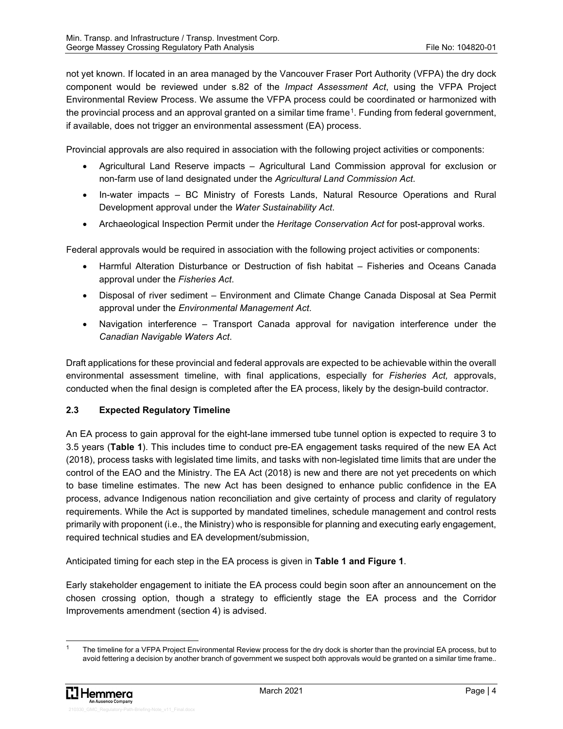not yet known. If located in an area managed by the Vancouver Fraser Port Authority (VFPA) the dry dock component would be reviewed under s.82 of the *Impact Assessment Act*, using the VFPA Project Environmental Review Process. We assume the VFPA process could be coordinated or harmonized with the provincial process and an approval granted on a similar time frame[1]. Funding from federal government, if available, does not trigger an environmental assessment (EA) process.

Provincial approvals are also required in association with the following project activities or components:

- Agricultural Land Reserve impacts – Agricultural Land Commission approval for exclusion or non-farm use of land designated under the *Agricultural Land Commission Act*.
- In-water impacts – BC Ministry of Forests Lands, Natural Resource Operations and Rural Development approval under the *Water Sustainability Act*.
- Archaeological Inspection Permit under the *Heritage Conservation Act* for post-approval works.

Federal approvals would be required in association with the following project activities or components:

- Harmful Alteration Disturbance or Destruction of fish habitat – Fisheries and Oceans Canada approval under the *Fisheries Act*.
- Disposal of river sediment – Environment and Climate Change Canada Disposal at Sea Permit approval under the *Environmental Management Act*.
- Navigation interference – Transport Canada approval for navigation interference under the *Canadian Navigable Waters Act*.

Draft applications for these provincial and federal approvals are expected to be achievable within the overall environmental assessment timeline, with final applications, especially for *Fisheries Act,* approvals, conducted when the final design is completed after the EA process, likely by the design-build contractor.

### 2.3 Expected Regulatory Timeline

An EA process to gain approval for the eight-lane immersed tube tunnel option is expected to require 3 to 3.5 years (**Table 1**). This includes time to conduct pre-EA engagement tasks required of the new EA Act (2018), process tasks with legislated time limits, and tasks with non-legislated time limits that are under the control of the EAO and the Ministry. The EA Act (2018) is new and there are not yet precedents on which to base timeline estimates. The new Act has been designed to enhance public confidence in the EA process, advance Indigenous nation reconciliation and give certainty of process and clarity of regulatory requirements. While the Act is supported by mandated timelines, schedule management and control rests primarily with proponent (i.e., the Ministry) who is responsible for planning and executing early engagement, required technical studies and EA development/submission,

Anticipated timing for each step in the EA process is given in **Table 1 and Figure 1**.

Early stakeholder engagement to initiate the EA process could begin soon after an announcement on the chosen crossing option, though a strategy to efficiently stage the EA process and the Corridor Improvements amendment (section 4) is advised.

[1] The timeline for a VFPA Project Environmental Review process for the dry dock is shorter than the provincial EA process, but to avoid fettering a decision by another branch of government we suspect both approvals would be granted on a similar time frame..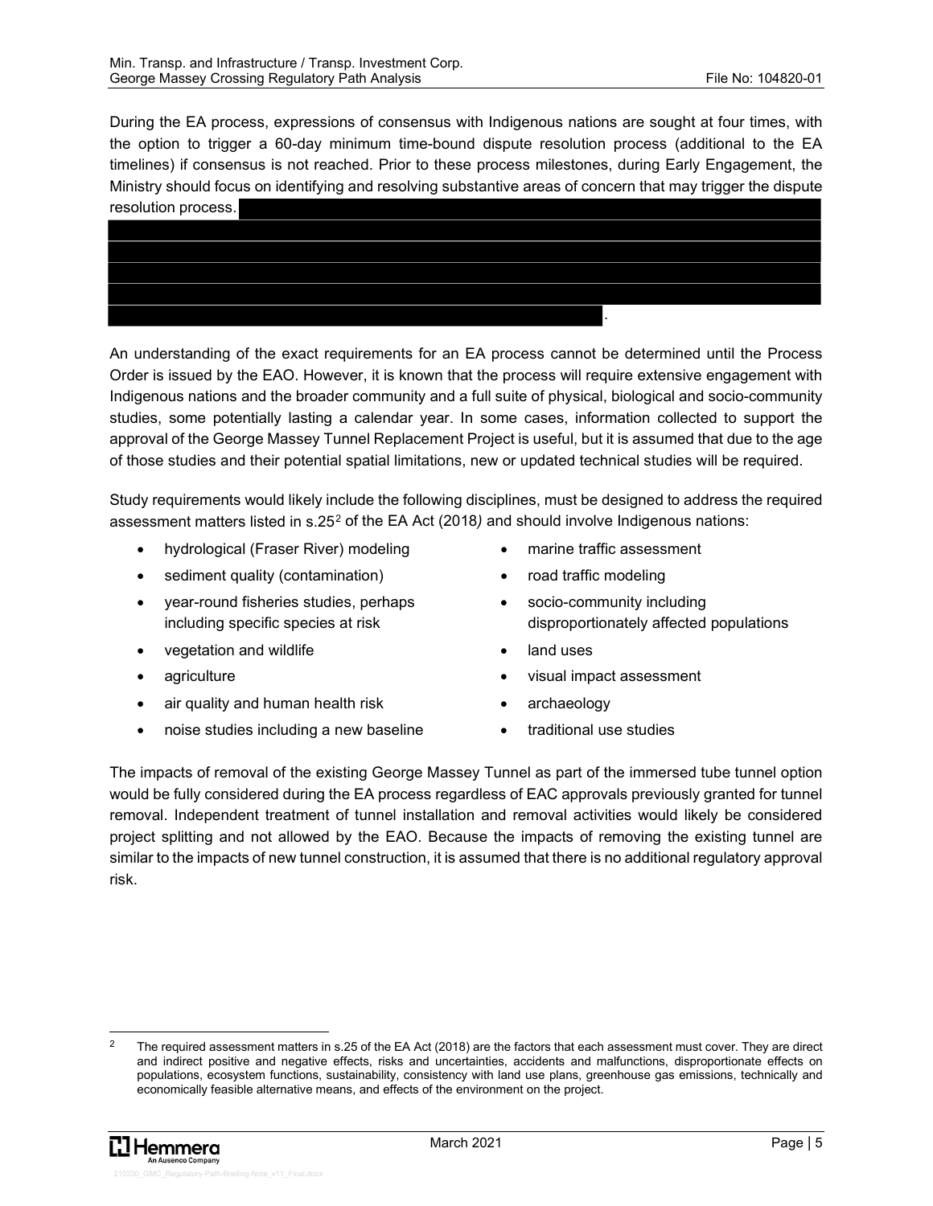During the EA process, expressions of consensus with Indigenous nations are sought at four times, with the option to trigger a 60-day minimum time-bound dispute resolution process (additional to the EA timelines) if consensus is not reached. Prior to these process milestones, during Early Engagement, the Ministry should focus on identifying and resolving substantive areas of concern that may trigger the dispute resolution process. ███████████████████████████████████████████████████████████████████████████████████████████████████████████████████████████████████████████████████████████████████████████████████████████████████████████████████████████████████████████████████████████████████████████.

An understanding of the exact requirements for an EA process cannot be determined until the Process Order is issued by the EAO. However, it is known that the process will require extensive engagement with Indigenous nations and the broader community and a full suite of physical, biological and socio-community studies, some potentially lasting a calendar year. In some cases, information collected to support the approval of the George Massey Tunnel Replacement Project is useful, but it is assumed that due to the age of those studies and their potential spatial limitations, new or updated technical studies will be required.

Study requirements would likely include the following disciplines, must be designed to address the required assessment matters listed in s.25[2] of the EA Act (2018*)* and should involve Indigenous nations:

- hydrological (Fraser River) modeling
- sediment quality (contamination)
- year-round fisheries studies, perhaps including specific species at risk
- vegetation and wildlife
- agriculture
- air quality and human health risk
- noise studies including a new baseline
- marine traffic assessment
- road traffic modeling
- socio-community including disproportionately affected populations
- land uses
- visual impact assessment
- archaeology
- traditional use studies

The impacts of removal of the existing George Massey Tunnel as part of the immersed tube tunnel option would be fully considered during the EA process regardless of EAC approvals previously granted for tunnel removal. Independent treatment of tunnel installation and removal activities would likely be considered project splitting and not allowed by the EAO. Because the impacts of removing the existing tunnel are similar to the impacts of new tunnel construction, it is assumed that there is no additional regulatory approval risk.

[2] The required assessment matters in s.25 of the EA Act (2018) are the factors that each assessment must cover. They are direct and indirect positive and negative effects, risks and uncertainties, accidents and malfunctions, disproportionate effects on populations, ecosystem functions, sustainability, consistency with land use plans, greenhouse gas emissions, technically and economically feasible alternative means, and effects of the environment on the project.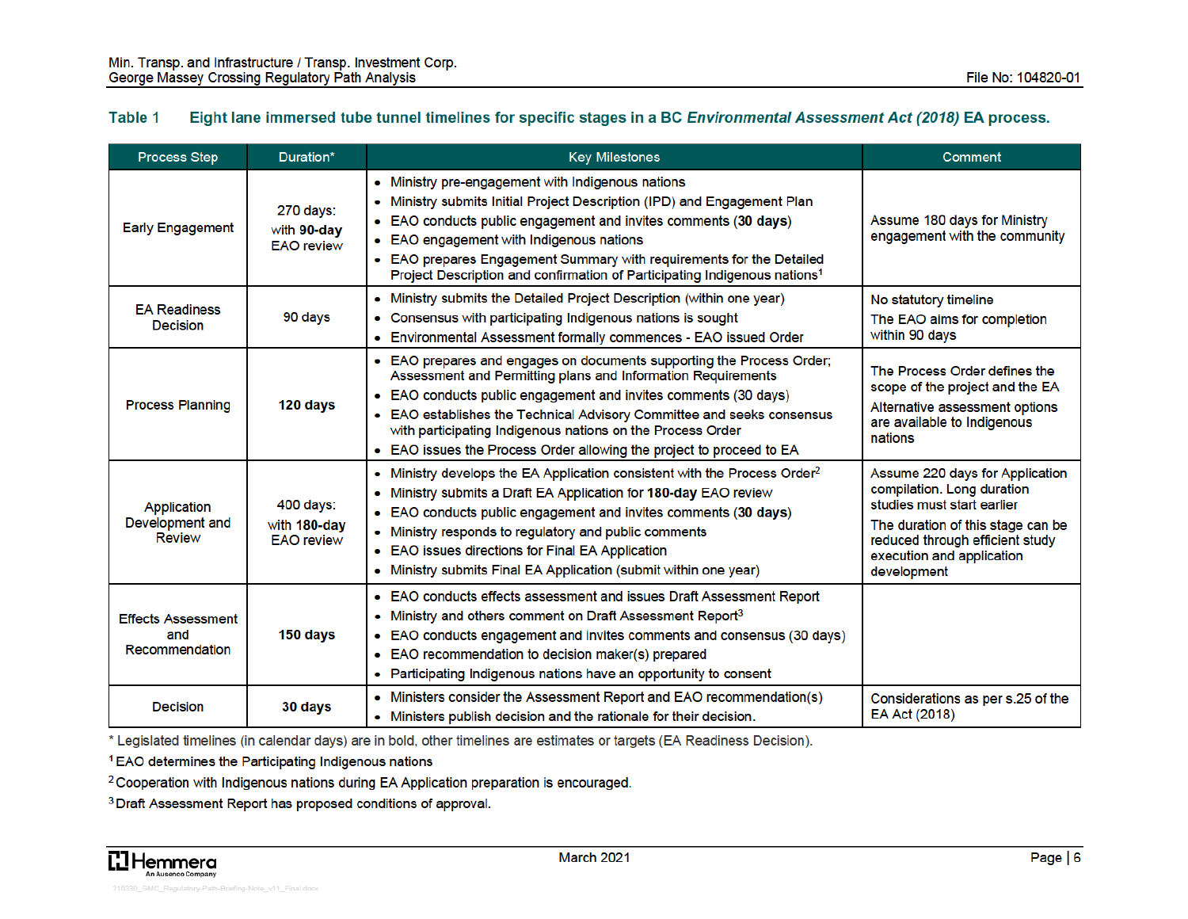**Table 1 Eight lane immersed tube tunnel timelines for specific stages in a BC *Environmental Assessment Act (2018)* EA process.**

| Process Step | Duration* | Key Milestones | Comment |
|---|---|---|---|
| Early Engagement | 270 days: with **90-day** EAO review | • Ministry pre-engagement with Indigenous nations<br>• Ministry submits Initial Project Description (IPD) and Engagement Plan<br>• EAO conducts public engagement and invites comments (**30 days**)<br>• EAO engagement with Indigenous nations<br>• EAO prepares Engagement Summary with requirements for the Detailed Project Description and confirmation of Participating Indigenous nations[1] | Assume 180 days for Ministry engagement with the community |
| EA Readiness Decision | 90 days | • Ministry submits the Detailed Project Description (within one year)<br>• Consensus with participating Indigenous nations is sought<br>• Environmental Assessment formally commences - EAO issued Order | No statutory timeline<br>The EAO aims for completion within 90 days |
| Process Planning | **120 days** | • EAO prepares and engages on documents supporting the Process Order; Assessment and Permitting plans and Information Requirements<br>• EAO conducts public engagement and invites comments (30 days)<br>• EAO establishes the Technical Advisory Committee and seeks consensus with participating Indigenous nations on the Process Order<br>• EAO issues the Process Order allowing the project to proceed to EA | The Process Order defines the scope of the project and the EA<br>Alternative assessment options are available to Indigenous nations |
| Application Development and Review | 400 days: with **180-day** EAO review | • Ministry develops the EA Application consistent with the Process Order[2]<br>• Ministry submits a Draft EA Application for **180-day** EAO review<br>• EAO conducts public engagement and invites comments (**30 days**)<br>• Ministry responds to regulatory and public comments<br>• EAO issues directions for Final EA Application<br>• Ministry submits Final EA Application (submit within one year) | Assume 220 days for Application compilation. Long duration studies must start earlier<br>The duration of this stage can be reduced through efficient study execution and application development |
| Effects Assessment and Recommendation | **150 days** | • EAO conducts effects assessment and issues Draft Assessment Report<br>• Ministry and others comment on Draft Assessment Report[3]<br>• EAO conducts engagement and invites comments and consensus (30 days)<br>• EAO recommendation to decision maker(s) prepared<br>• Participating Indigenous nations have an opportunity to consent | |
| Decision | **30 days** | • Ministers consider the Assessment Report and EAO recommendation(s)<br>• Ministers publish decision and the rationale for their decision. | Considerations as per s.25 of the EA Act (2018) |

\* Legislated timelines (in calendar days) are in bold, other timelines are estimates or targets (EA Readiness Decision).

[1] EAO determines the Participating Indigenous nations

[2] Cooperation with Indigenous nations during EA Application preparation is encouraged.

[3] Draft Assessment Report has proposed conditions of approval.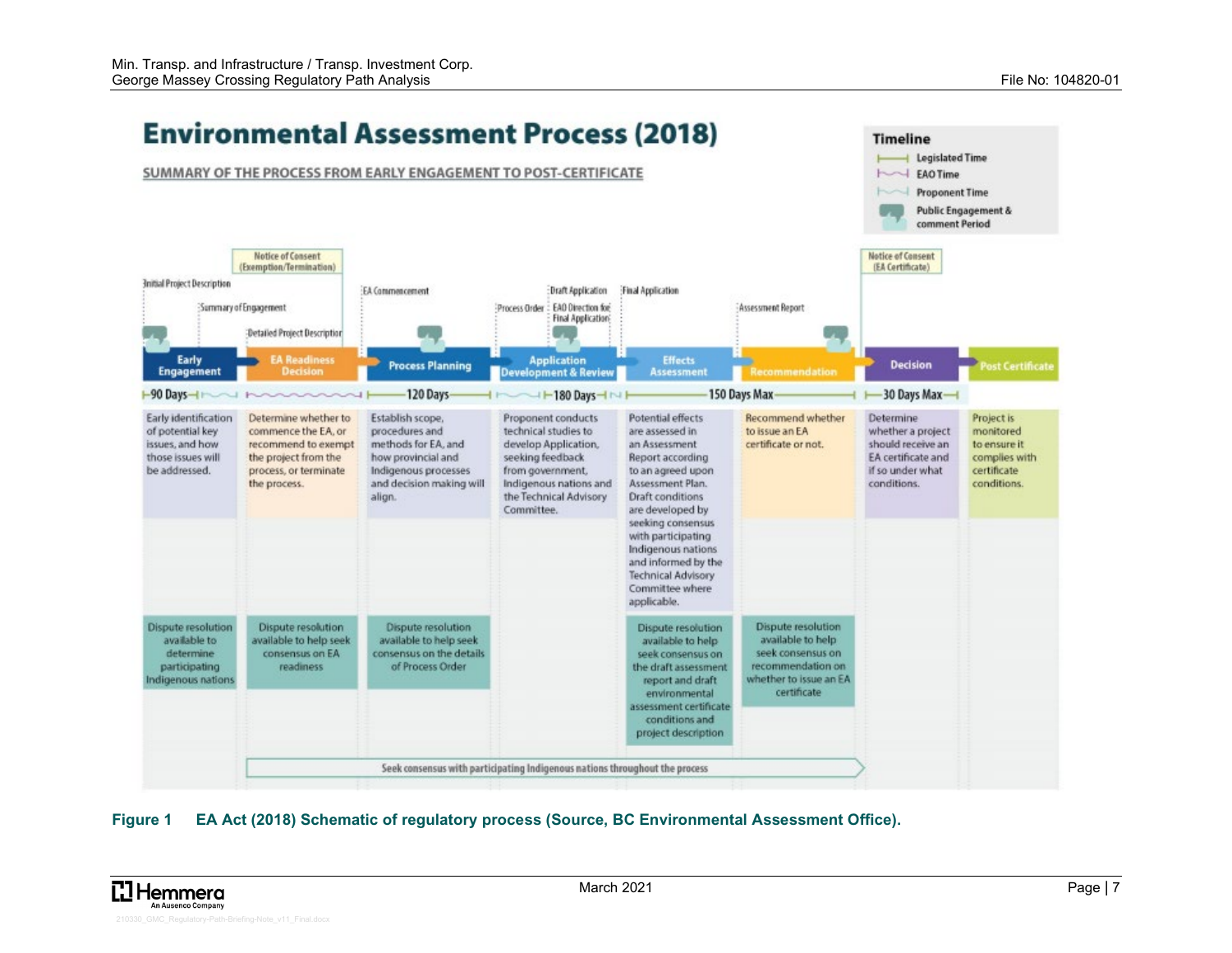# Environmental Assessment Process (2018)

SUMMARY OF THE PROCESS FROM EARLY ENGAGEMENT TO POST-CERTIFICATE

**Timeline**
- Legislated Time
- EAO Time
- Proponent Time
- Public Engagement & comment Period

Notice of Consent (Exemption/Termination)

Notice of Consent (EA Certificate)

Initial Project Description · Summary of Engagement · Detailed Project Description · EA Commencement · Process Order · Draft Application · EAO Direction for Final Application · Final Application · Assessment Report

| Early Engagement | EA Readiness Decision | Process Planning | Application Development & Review | Effects Assessment | Recommendation | Decision | Post Certificate |
|---|---|---|---|---|---|---|---|
| 90 Days | | 120 Days | 180 Days | 150 Days Max | | 30 Days Max | |
| Early identification of potential key issues, and how those issues will be addressed. | Determine whether to commence the EA, or recommend to exempt the project from the process, or terminate the process. | Establish scope, procedures and methods for EA, and how provincial and Indigenous processes and decision making will align. | Proponent conducts technical studies to develop Application, seeking feedback from government, Indigenous nations and the Technical Advisory Committee. | Potential effects are assessed in an Assessment Report according to an agreed upon Assessment Plan. Draft conditions are developed by seeking consensus with participating Indigenous nations and informed by the Technical Advisory Committee where applicable. | Recommend whether to issue an EA certificate or not. | Determine whether a project should receive an EA certificate and if so under what conditions. | Project is monitored to ensure it complies with certificate conditions. |
| Dispute resolution available to determine participating Indigenous nations | Dispute resolution available to help seek consensus on EA readiness | Dispute resolution available to help seek consensus on the details of Process Order | | Dispute resolution available to help seek consensus on the draft assessment report and draft environmental assessment certificate conditions and project description | Dispute resolution available to help seek consensus on recommendation on whether to issue an EA certificate | | |

Seek consensus with participating Indigenous nations throughout the process

**Figure 1 EA Act (2018) Schematic of regulatory process (Source, BC Environmental Assessment Office).**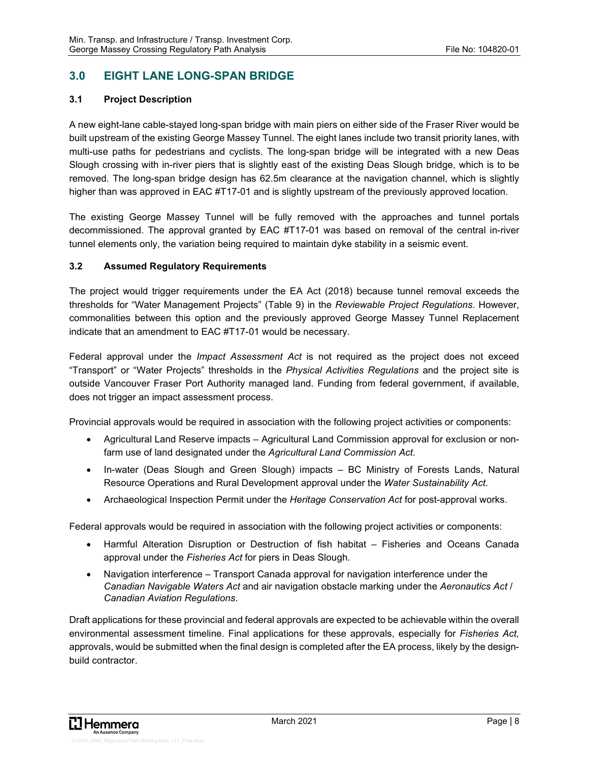## 3.0 EIGHT LANE LONG-SPAN BRIDGE

### 3.1 Project Description

A new eight-lane cable-stayed long-span bridge with main piers on either side of the Fraser River would be built upstream of the existing George Massey Tunnel. The eight lanes include two transit priority lanes, with multi-use paths for pedestrians and cyclists. The long-span bridge will be integrated with a new Deas Slough crossing with in-river piers that is slightly east of the existing Deas Slough bridge, which is to be removed. The long-span bridge design has 62.5m clearance at the navigation channel, which is slightly higher than was approved in EAC #T17-01 and is slightly upstream of the previously approved location.

The existing George Massey Tunnel will be fully removed with the approaches and tunnel portals decommissioned. The approval granted by EAC #T17-01 was based on removal of the central in-river tunnel elements only, the variation being required to maintain dyke stability in a seismic event.

### 3.2 Assumed Regulatory Requirements

The project would trigger requirements under the EA Act (2018) because tunnel removal exceeds the thresholds for "Water Management Projects" (Table 9) in the *Reviewable Project Regulations*. However, commonalities between this option and the previously approved George Massey Tunnel Replacement indicate that an amendment to EAC #T17-01 would be necessary.

Federal approval under the *Impact Assessment Act* is not required as the project does not exceed "Transport" or "Water Projects" thresholds in the *Physical Activities Regulations* and the project site is outside Vancouver Fraser Port Authority managed land. Funding from federal government, if available, does not trigger an impact assessment process.

Provincial approvals would be required in association with the following project activities or components:

- Agricultural Land Reserve impacts – Agricultural Land Commission approval for exclusion or non-farm use of land designated under the *Agricultural Land Commission Act*.
- In-water (Deas Slough and Green Slough) impacts – BC Ministry of Forests Lands, Natural Resource Operations and Rural Development approval under the *Water Sustainability Act*.
- Archaeological Inspection Permit under the *Heritage Conservation Act* for post-approval works.

Federal approvals would be required in association with the following project activities or components:

- Harmful Alteration Disruption or Destruction of fish habitat – Fisheries and Oceans Canada approval under the *Fisheries Act* for piers in Deas Slough.
- Navigation interference – Transport Canada approval for navigation interference under the *Canadian Navigable Waters Act* and air navigation obstacle marking under the *Aeronautics Act* / *Canadian Aviation Regulations*.

Draft applications for these provincial and federal approvals are expected to be achievable within the overall environmental assessment timeline. Final applications for these approvals, especially for *Fisheries Act,* approvals, would be submitted when the final design is completed after the EA process, likely by the design-build contractor.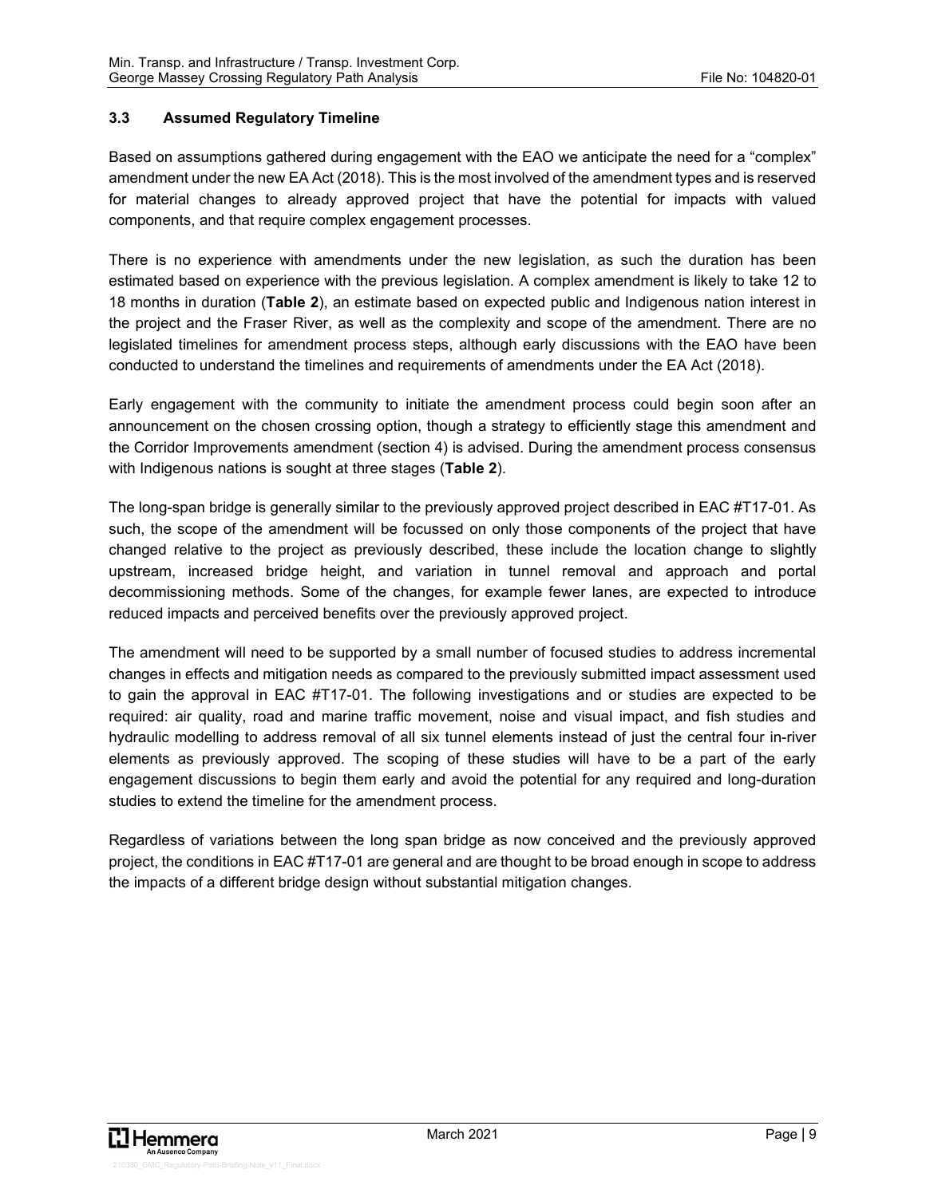### 3.3 Assumed Regulatory Timeline

Based on assumptions gathered during engagement with the EAO we anticipate the need for a "complex" amendment under the new EA Act (2018). This is the most involved of the amendment types and is reserved for material changes to already approved project that have the potential for impacts with valued components, and that require complex engagement processes.

There is no experience with amendments under the new legislation, as such the duration has been estimated based on experience with the previous legislation. A complex amendment is likely to take 12 to 18 months in duration (**Table 2**), an estimate based on expected public and Indigenous nation interest in the project and the Fraser River, as well as the complexity and scope of the amendment. There are no legislated timelines for amendment process steps, although early discussions with the EAO have been conducted to understand the timelines and requirements of amendments under the EA Act (2018).

Early engagement with the community to initiate the amendment process could begin soon after an announcement on the chosen crossing option, though a strategy to efficiently stage this amendment and the Corridor Improvements amendment (section 4) is advised. During the amendment process consensus with Indigenous nations is sought at three stages (**Table 2**).

The long-span bridge is generally similar to the previously approved project described in EAC #T17-01. As such, the scope of the amendment will be focussed on only those components of the project that have changed relative to the project as previously described, these include the location change to slightly upstream, increased bridge height, and variation in tunnel removal and approach and portal decommissioning methods. Some of the changes, for example fewer lanes, are expected to introduce reduced impacts and perceived benefits over the previously approved project.

The amendment will need to be supported by a small number of focused studies to address incremental changes in effects and mitigation needs as compared to the previously submitted impact assessment used to gain the approval in EAC #T17-01. The following investigations and or studies are expected to be required: air quality, road and marine traffic movement, noise and visual impact, and fish studies and hydraulic modelling to address removal of all six tunnel elements instead of just the central four in-river elements as previously approved. The scoping of these studies will have to be a part of the early engagement discussions to begin them early and avoid the potential for any required and long-duration studies to extend the timeline for the amendment process.

Regardless of variations between the long span bridge as now conceived and the previously approved project, the conditions in EAC #T17-01 are general and are thought to be broad enough in scope to address the impacts of a different bridge design without substantial mitigation changes.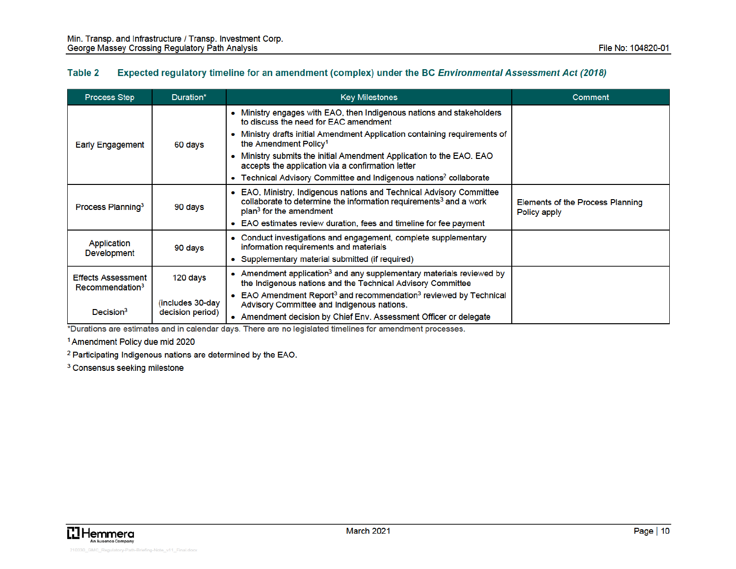**Table 2 Expected regulatory timeline for an amendment (complex) under the BC *Environmental Assessment Act (2018)***

| Process Step | Duration* | Key Milestones | Comment |
|---|---|---|---|
| Early Engagement | 60 days | • Ministry engages with EAO, then Indigenous nations and stakeholders to discuss the need for EAC amendment<br>• Ministry drafts initial Amendment Application containing requirements of the Amendment Policy[1]<br>• Ministry submits the initial Amendment Application to the EAO. EAO accepts the application via a confirmation letter<br>• Technical Advisory Committee and Indigenous nations[2] collaborate | |
| Process Planning[3] | 90 days | • EAO, Ministry, Indigenous nations and Technical Advisory Committee collaborate to determine the information requirements[3] and a work plan[3] for the amendment<br>• EAO estimates review duration, fees and timeline for fee payment | Elements of the Process Planning Policy apply |
| Application Development | 90 days | • Conduct investigations and engagement, complete supplementary information requirements and materials<br>• Supplementary material submitted (if required) | |
| Effects Assessment Recommendation[3]<br><br>Decision[3] | 120 days<br><br>(includes 30-day decision period) | • Amendment application[3] and any supplementary materials reviewed by the Indigenous nations and the Technical Advisory Committee<br>• EAO Amendment Report[3] and recommendation[3] reviewed by Technical Advisory Committee and Indigenous nations.<br>• Amendment decision by Chief Env. Assessment Officer or delegate | |

*Durations are estimates and in calendar days. There are no legislated timelines for amendment processes.

[1] Amendment Policy due mid 2020

[2] Participating Indigenous nations are determined by the EAO.

[3] Consensus seeking milestone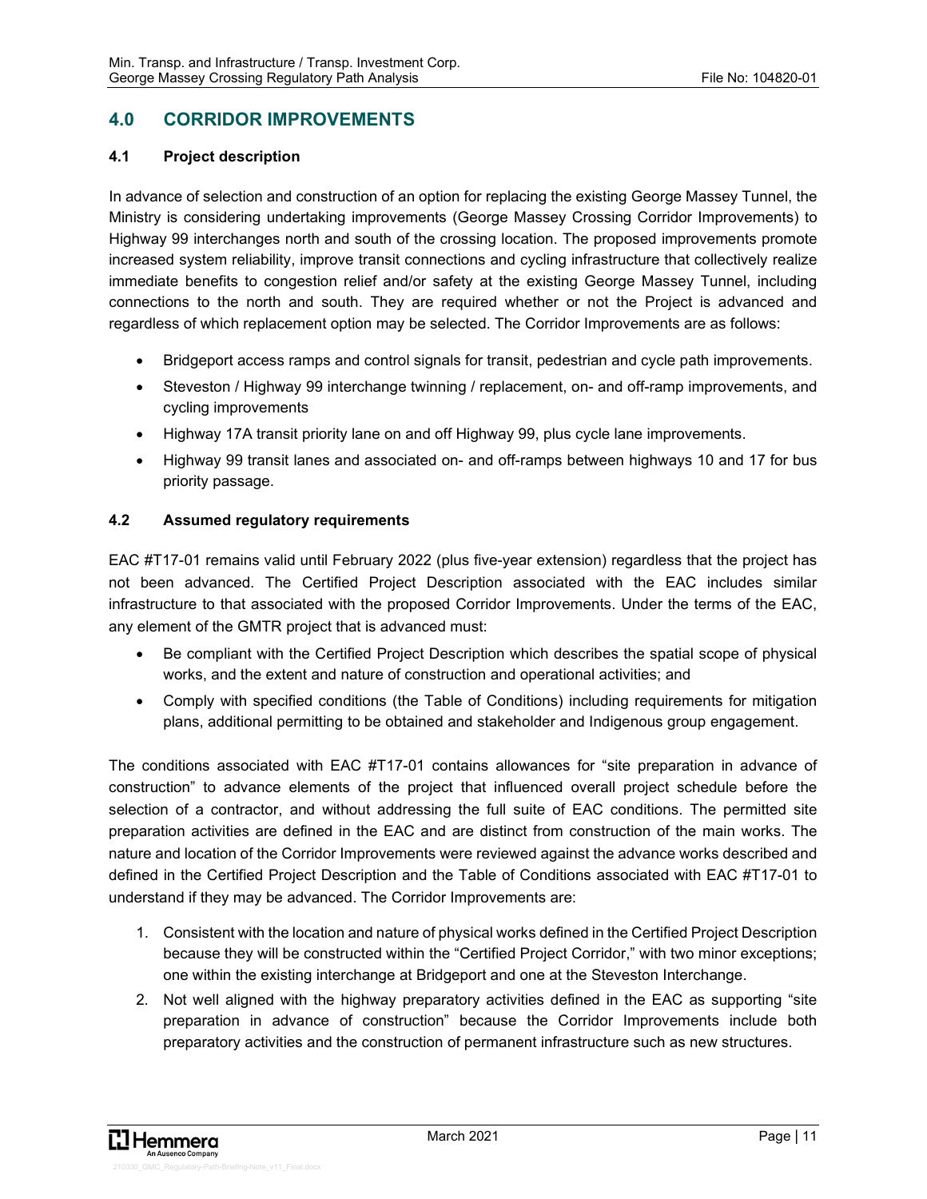## 4.0 CORRIDOR IMPROVEMENTS

### 4.1 Project description

In advance of selection and construction of an option for replacing the existing George Massey Tunnel, the Ministry is considering undertaking improvements (George Massey Crossing Corridor Improvements) to Highway 99 interchanges north and south of the crossing location. The proposed improvements promote increased system reliability, improve transit connections and cycling infrastructure that collectively realize immediate benefits to congestion relief and/or safety at the existing George Massey Tunnel, including connections to the north and south. They are required whether or not the Project is advanced and regardless of which replacement option may be selected. The Corridor Improvements are as follows:

- Bridgeport access ramps and control signals for transit, pedestrian and cycle path improvements.
- Steveston / Highway 99 interchange twinning / replacement, on- and off-ramp improvements, and cycling improvements
- Highway 17A transit priority lane on and off Highway 99, plus cycle lane improvements.
- Highway 99 transit lanes and associated on- and off-ramps between highways 10 and 17 for bus priority passage.

### 4.2 Assumed regulatory requirements

EAC #T17-01 remains valid until February 2022 (plus five-year extension) regardless that the project has not been advanced. The Certified Project Description associated with the EAC includes similar infrastructure to that associated with the proposed Corridor Improvements. Under the terms of the EAC, any element of the GMTR project that is advanced must:

- Be compliant with the Certified Project Description which describes the spatial scope of physical works, and the extent and nature of construction and operational activities; and
- Comply with specified conditions (the Table of Conditions) including requirements for mitigation plans, additional permitting to be obtained and stakeholder and Indigenous group engagement.

The conditions associated with EAC #T17-01 contains allowances for "site preparation in advance of construction" to advance elements of the project that influenced overall project schedule before the selection of a contractor, and without addressing the full suite of EAC conditions. The permitted site preparation activities are defined in the EAC and are distinct from construction of the main works. The nature and location of the Corridor Improvements were reviewed against the advance works described and defined in the Certified Project Description and the Table of Conditions associated with EAC #T17-01 to understand if they may be advanced. The Corridor Improvements are:

1. Consistent with the location and nature of physical works defined in the Certified Project Description because they will be constructed within the "Certified Project Corridor," with two minor exceptions; one within the existing interchange at Bridgeport and one at the Steveston Interchange.
2. Not well aligned with the highway preparatory activities defined in the EAC as supporting "site preparation in advance of construction" because the Corridor Improvements include both preparatory activities and the construction of permanent infrastructure such as new structures.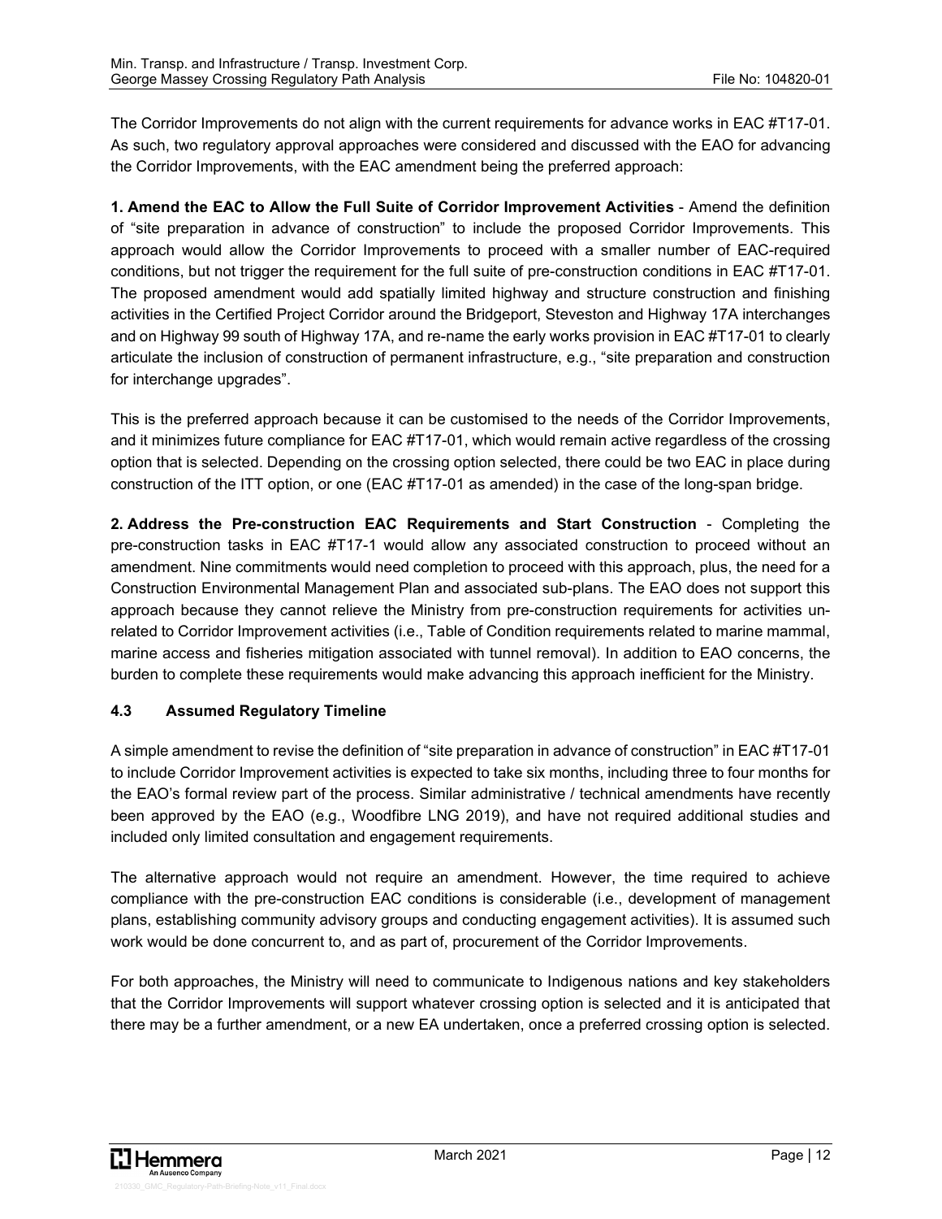The Corridor Improvements do not align with the current requirements for advance works in EAC #T17-01. As such, two regulatory approval approaches were considered and discussed with the EAO for advancing the Corridor Improvements, with the EAC amendment being the preferred approach:

**1. Amend the EAC to Allow the Full Suite of Corridor Improvement Activities** - Amend the definition of "site preparation in advance of construction" to include the proposed Corridor Improvements. This approach would allow the Corridor Improvements to proceed with a smaller number of EAC-required conditions, but not trigger the requirement for the full suite of pre-construction conditions in EAC #T17-01. The proposed amendment would add spatially limited highway and structure construction and finishing activities in the Certified Project Corridor around the Bridgeport, Steveston and Highway 17A interchanges and on Highway 99 south of Highway 17A, and re-name the early works provision in EAC #T17-01 to clearly articulate the inclusion of construction of permanent infrastructure, e.g., "site preparation and construction for interchange upgrades".

This is the preferred approach because it can be customised to the needs of the Corridor Improvements, and it minimizes future compliance for EAC #T17-01, which would remain active regardless of the crossing option that is selected. Depending on the crossing option selected, there could be two EAC in place during construction of the ITT option, or one (EAC #T17-01 as amended) in the case of the long-span bridge.

**2. Address the Pre-construction EAC Requirements and Start Construction** - Completing the pre-construction tasks in EAC #T17-1 would allow any associated construction to proceed without an amendment. Nine commitments would need completion to proceed with this approach, plus, the need for a Construction Environmental Management Plan and associated sub-plans. The EAO does not support this approach because they cannot relieve the Ministry from pre-construction requirements for activities un-related to Corridor Improvement activities (i.e., Table of Condition requirements related to marine mammal, marine access and fisheries mitigation associated with tunnel removal). In addition to EAO concerns, the burden to complete these requirements would make advancing this approach inefficient for the Ministry.

### 4.3 Assumed Regulatory Timeline

A simple amendment to revise the definition of "site preparation in advance of construction" in EAC #T17-01 to include Corridor Improvement activities is expected to take six months, including three to four months for the EAO's formal review part of the process. Similar administrative / technical amendments have recently been approved by the EAO (e.g., Woodfibre LNG 2019), and have not required additional studies and included only limited consultation and engagement requirements.

The alternative approach would not require an amendment. However, the time required to achieve compliance with the pre-construction EAC conditions is considerable (i.e., development of management plans, establishing community advisory groups and conducting engagement activities). It is assumed such work would be done concurrent to, and as part of, procurement of the Corridor Improvements.

For both approaches, the Ministry will need to communicate to Indigenous nations and key stakeholders that the Corridor Improvements will support whatever crossing option is selected and it is anticipated that there may be a further amendment, or a new EA undertaken, once a preferred crossing option is selected.